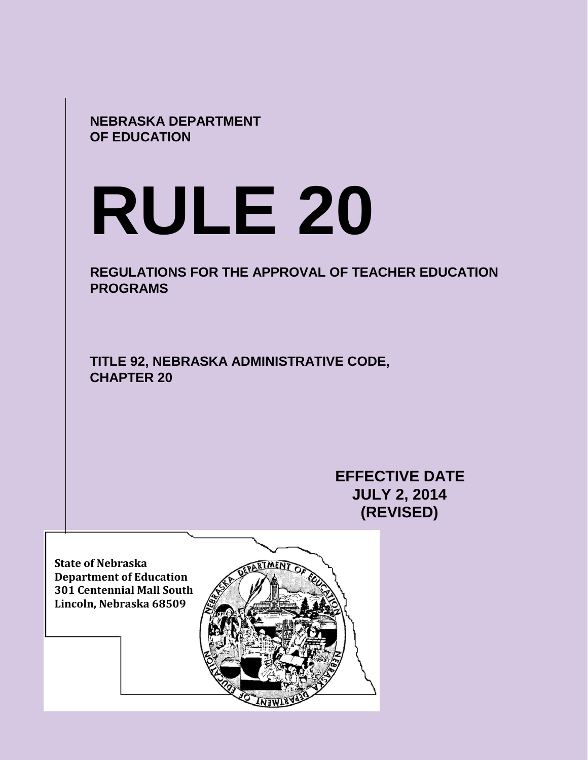NEBRASKA DEPARTMENT OF EDUCATION

# RULE 20

## REGULATIONS FOR THE APPROVAL OF TEACHER EDUCATION PROGRAMS

TITLE 92, NEBRASKA ADMINISTRATIVE CODE, CHAPTER 20

**EFFECTIVE DATE JULY 2, 2014 (REVISED)**

**State of Nebraska**
**Department of Education**
**301 Centennial Mall South**
**Lincoln, Nebraska 68509**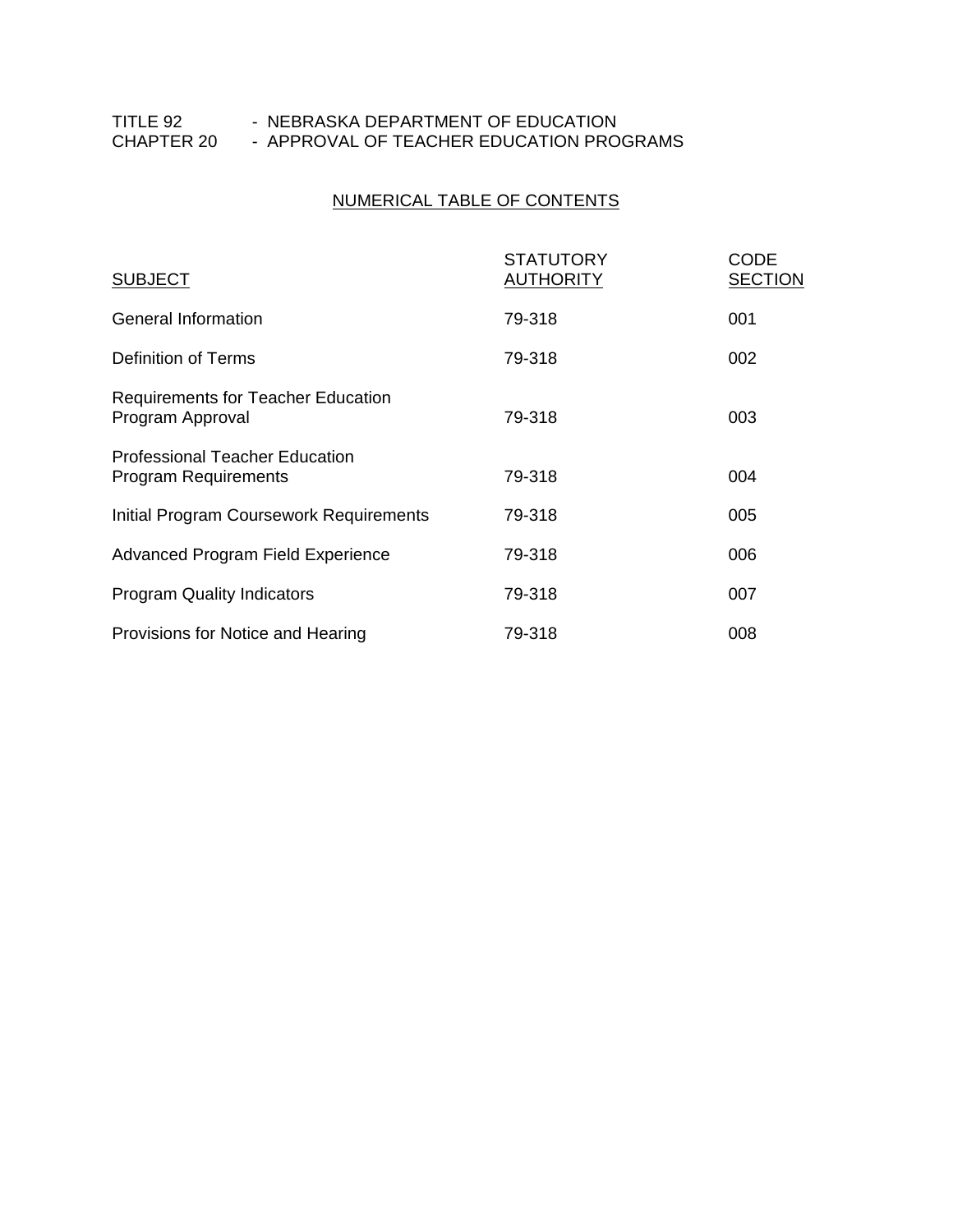TITLE 92 - NEBRASKA DEPARTMENT OF EDUCATION
CHAPTER 20 - APPROVAL OF TEACHER EDUCATION PROGRAMS

## NUMERICAL TABLE OF CONTENTS

| SUBJECT | STATUTORY AUTHORITY | CODE SECTION |
|---|---|---|
| General Information | 79-318 | 001 |
| Definition of Terms | 79-318 | 002 |
| Requirements for Teacher Education Program Approval | 79-318 | 003 |
| Professional Teacher Education Program Requirements | 79-318 | 004 |
| Initial Program Coursework Requirements | 79-318 | 005 |
| Advanced Program Field Experience | 79-318 | 006 |
| Program Quality Indicators | 79-318 | 007 |
| Provisions for Notice and Hearing | 79-318 | 008 |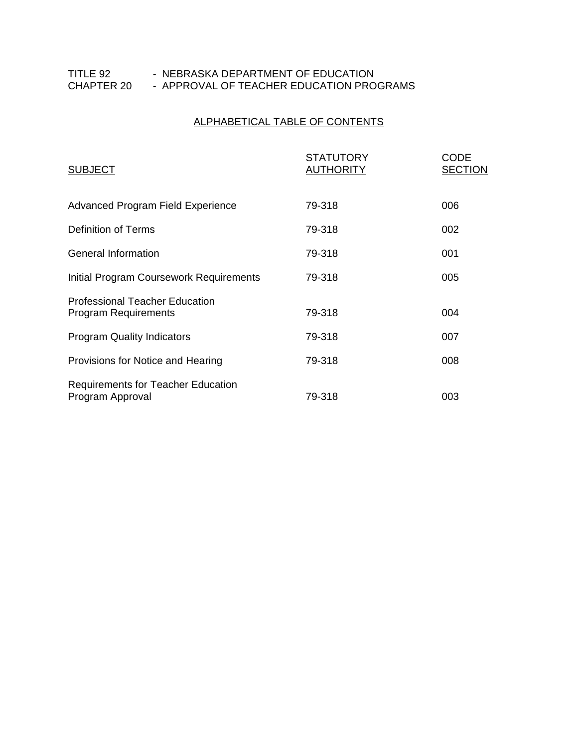TITLE 92 - NEBRASKA DEPARTMENT OF EDUCATION
CHAPTER 20 - APPROVAL OF TEACHER EDUCATION PROGRAMS

## ALPHABETICAL TABLE OF CONTENTS

| SUBJECT | STATUTORY AUTHORITY | CODE SECTION |
| --- | --- | --- |
| Advanced Program Field Experience | 79-318 | 006 |
| Definition of Terms | 79-318 | 002 |
| General Information | 79-318 | 001 |
| Initial Program Coursework Requirements | 79-318 | 005 |
| Professional Teacher Education Program Requirements | 79-318 | 004 |
| Program Quality Indicators | 79-318 | 007 |
| Provisions for Notice and Hearing | 79-318 | 008 |
| Requirements for Teacher Education Program Approval | 79-318 | 003 |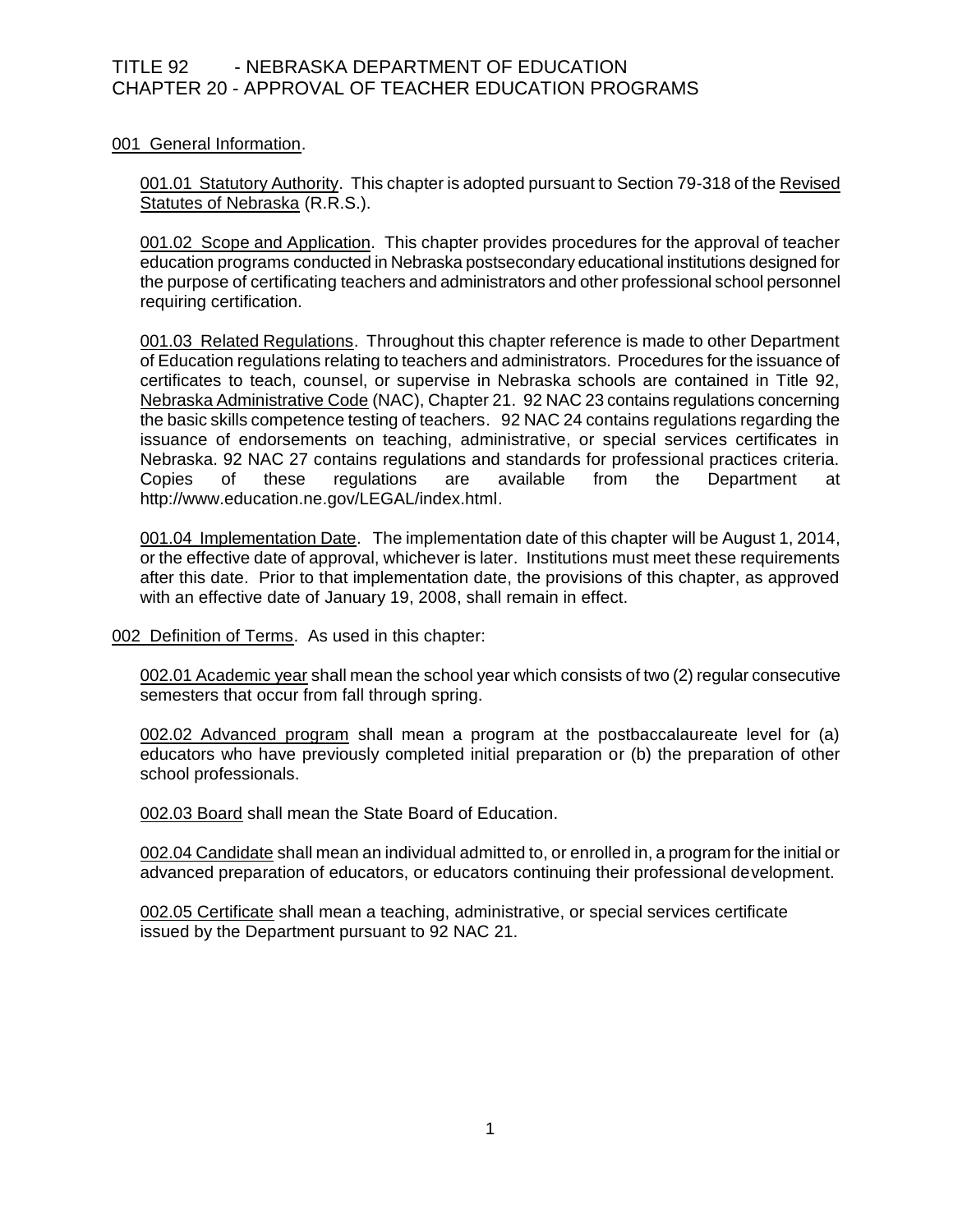TITLE 92 - NEBRASKA DEPARTMENT OF EDUCATION
CHAPTER 20 - APPROVAL OF TEACHER EDUCATION PROGRAMS

001 General Information.

001.01 Statutory Authority. This chapter is adopted pursuant to Section 79-318 of the Revised Statutes of Nebraska (R.R.S.).

001.02 Scope and Application. This chapter provides procedures for the approval of teacher education programs conducted in Nebraska postsecondary educational institutions designed for the purpose of certificating teachers and administrators and other professional school personnel requiring certification.

001.03 Related Regulations. Throughout this chapter reference is made to other Department of Education regulations relating to teachers and administrators. Procedures for the issuance of certificates to teach, counsel, or supervise in Nebraska schools are contained in Title 92, Nebraska Administrative Code (NAC), Chapter 21. 92 NAC 23 contains regulations concerning the basic skills competence testing of teachers. 92 NAC 24 contains regulations regarding the issuance of endorsements on teaching, administrative, or special services certificates in Nebraska. 92 NAC 27 contains regulations and standards for professional practices criteria. Copies of these regulations are available from the Department at http://www.education.ne.gov/LEGAL/index.html.

001.04 Implementation Date. The implementation date of this chapter will be August 1, 2014, or the effective date of approval, whichever is later. Institutions must meet these requirements after this date. Prior to that implementation date, the provisions of this chapter, as approved with an effective date of January 19, 2008, shall remain in effect.

002 Definition of Terms. As used in this chapter:

002.01 Academic year shall mean the school year which consists of two (2) regular consecutive semesters that occur from fall through spring.

002.02 Advanced program shall mean a program at the postbaccalaureate level for (a) educators who have previously completed initial preparation or (b) the preparation of other school professionals.

002.03 Board shall mean the State Board of Education.

002.04 Candidate shall mean an individual admitted to, or enrolled in, a program for the initial or advanced preparation of educators, or educators continuing their professional development.

002.05 Certificate shall mean a teaching, administrative, or special services certificate issued by the Department pursuant to 92 NAC 21.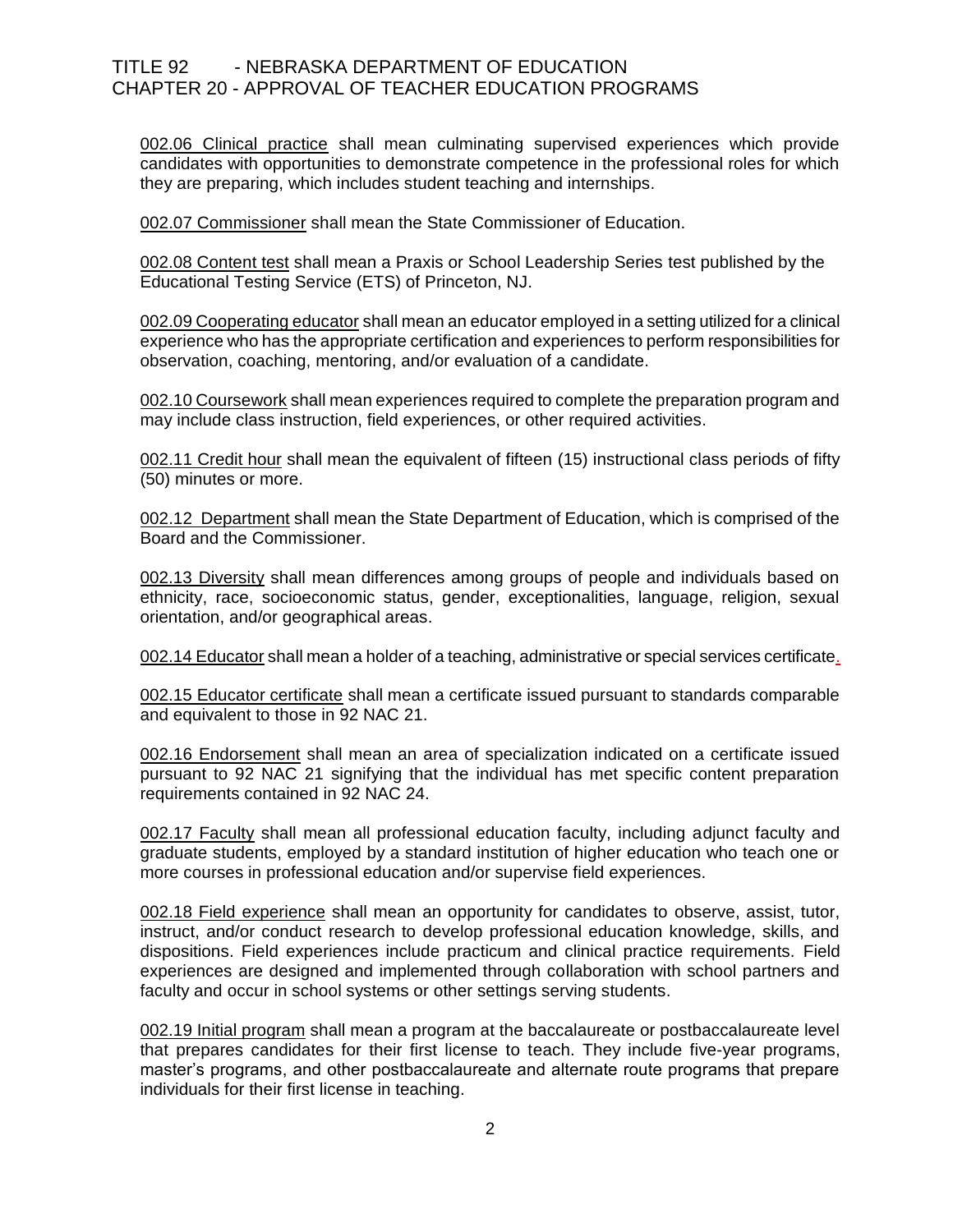002.06 Clinical practice shall mean culminating supervised experiences which provide candidates with opportunities to demonstrate competence in the professional roles for which they are preparing, which includes student teaching and internships.

002.07 Commissioner shall mean the State Commissioner of Education.

002.08 Content test shall mean a Praxis or School Leadership Series test published by the Educational Testing Service (ETS) of Princeton, NJ.

002.09 Cooperating educator shall mean an educator employed in a setting utilized for a clinical experience who has the appropriate certification and experiences to perform responsibilities for observation, coaching, mentoring, and/or evaluation of a candidate.

002.10 Coursework shall mean experiences required to complete the preparation program and may include class instruction, field experiences, or other required activities.

002.11 Credit hour shall mean the equivalent of fifteen (15) instructional class periods of fifty (50) minutes or more.

002.12 Department shall mean the State Department of Education, which is comprised of the Board and the Commissioner.

002.13 Diversity shall mean differences among groups of people and individuals based on ethnicity, race, socioeconomic status, gender, exceptionalities, language, religion, sexual orientation, and/or geographical areas.

002.14 Educator shall mean a holder of a teaching, administrative or special services certificate.

002.15 Educator certificate shall mean a certificate issued pursuant to standards comparable and equivalent to those in 92 NAC 21.

002.16 Endorsement shall mean an area of specialization indicated on a certificate issued pursuant to 92 NAC 21 signifying that the individual has met specific content preparation requirements contained in 92 NAC 24.

002.17 Faculty shall mean all professional education faculty, including adjunct faculty and graduate students, employed by a standard institution of higher education who teach one or more courses in professional education and/or supervise field experiences.

002.18 Field experience shall mean an opportunity for candidates to observe, assist, tutor, instruct, and/or conduct research to develop professional education knowledge, skills, and dispositions. Field experiences include practicum and clinical practice requirements. Field experiences are designed and implemented through collaboration with school partners and faculty and occur in school systems or other settings serving students.

002.19 Initial program shall mean a program at the baccalaureate or postbaccalaureate level that prepares candidates for their first license to teach. They include five-year programs, master's programs, and other postbaccalaureate and alternate route programs that prepare individuals for their first license in teaching.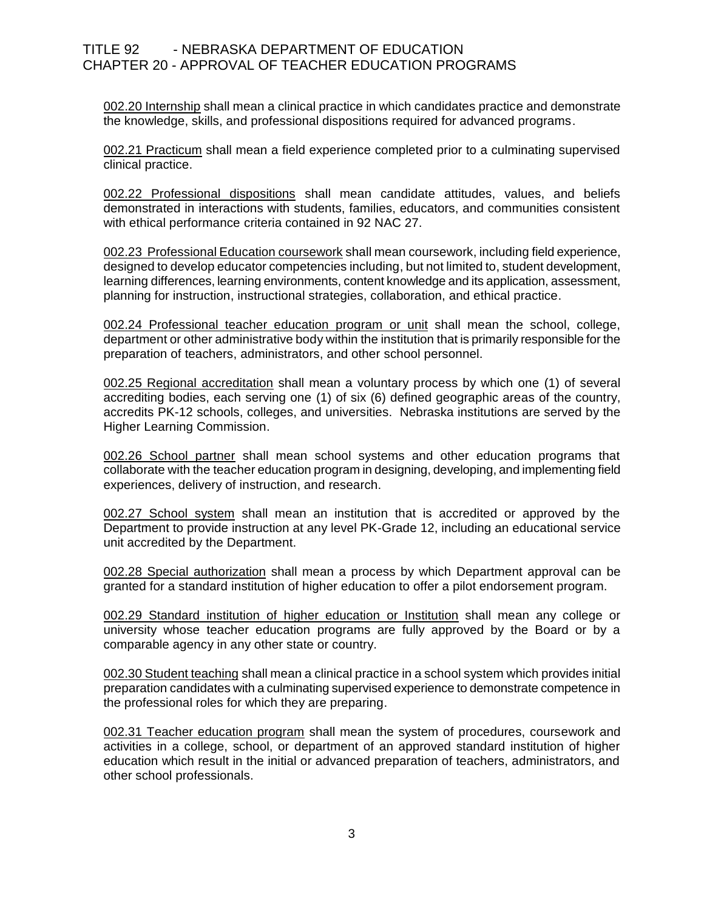002.20 Internship shall mean a clinical practice in which candidates practice and demonstrate the knowledge, skills, and professional dispositions required for advanced programs.

002.21 Practicum shall mean a field experience completed prior to a culminating supervised clinical practice.

002.22 Professional dispositions shall mean candidate attitudes, values, and beliefs demonstrated in interactions with students, families, educators, and communities consistent with ethical performance criteria contained in 92 NAC 27.

002.23 Professional Education coursework shall mean coursework, including field experience, designed to develop educator competencies including, but not limited to, student development, learning differences, learning environments, content knowledge and its application, assessment, planning for instruction, instructional strategies, collaboration, and ethical practice.

002.24 Professional teacher education program or unit shall mean the school, college, department or other administrative body within the institution that is primarily responsible for the preparation of teachers, administrators, and other school personnel.

002.25 Regional accreditation shall mean a voluntary process by which one (1) of several accrediting bodies, each serving one (1) of six (6) defined geographic areas of the country, accredits PK-12 schools, colleges, and universities. Nebraska institutions are served by the Higher Learning Commission.

002.26 School partner shall mean school systems and other education programs that collaborate with the teacher education program in designing, developing, and implementing field experiences, delivery of instruction, and research.

002.27 School system shall mean an institution that is accredited or approved by the Department to provide instruction at any level PK-Grade 12, including an educational service unit accredited by the Department.

002.28 Special authorization shall mean a process by which Department approval can be granted for a standard institution of higher education to offer a pilot endorsement program.

002.29 Standard institution of higher education or Institution shall mean any college or university whose teacher education programs are fully approved by the Board or by a comparable agency in any other state or country.

002.30 Student teaching shall mean a clinical practice in a school system which provides initial preparation candidates with a culminating supervised experience to demonstrate competence in the professional roles for which they are preparing.

002.31 Teacher education program shall mean the system of procedures, coursework and activities in a college, school, or department of an approved standard institution of higher education which result in the initial or advanced preparation of teachers, administrators, and other school professionals.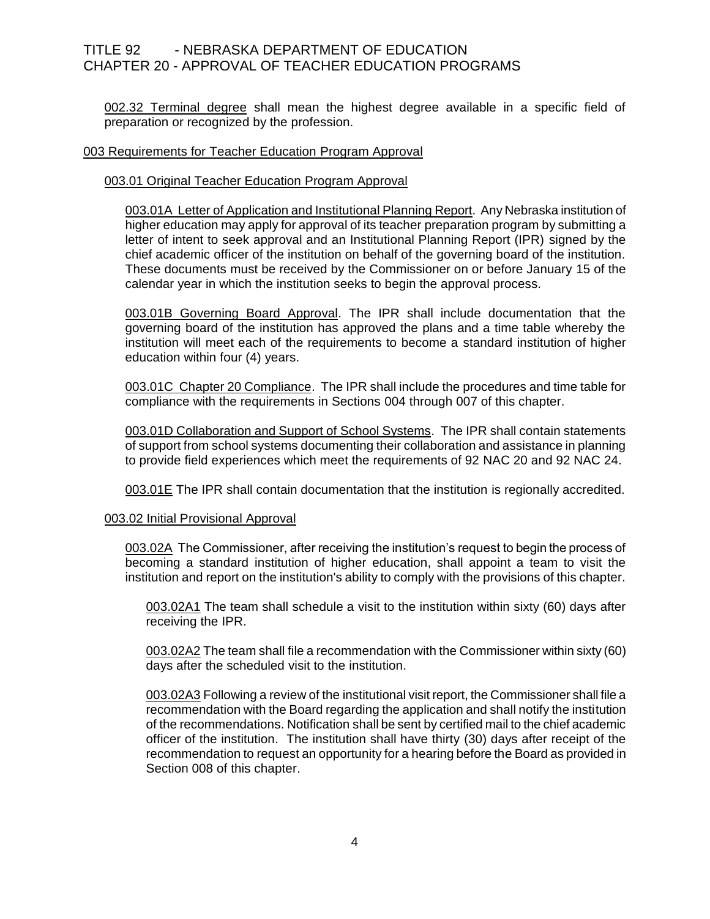002.32 Terminal degree shall mean the highest degree available in a specific field of preparation or recognized by the profession.

## 003 Requirements for Teacher Education Program Approval

### 003.01 Original Teacher Education Program Approval

003.01A Letter of Application and Institutional Planning Report. Any Nebraska institution of higher education may apply for approval of its teacher preparation program by submitting a letter of intent to seek approval and an Institutional Planning Report (IPR) signed by the chief academic officer of the institution on behalf of the governing board of the institution. These documents must be received by the Commissioner on or before January 15 of the calendar year in which the institution seeks to begin the approval process.

003.01B Governing Board Approval. The IPR shall include documentation that the governing board of the institution has approved the plans and a time table whereby the institution will meet each of the requirements to become a standard institution of higher education within four (4) years.

003.01C Chapter 20 Compliance. The IPR shall include the procedures and time table for compliance with the requirements in Sections 004 through 007 of this chapter.

003.01D Collaboration and Support of School Systems. The IPR shall contain statements of support from school systems documenting their collaboration and assistance in planning to provide field experiences which meet the requirements of 92 NAC 20 and 92 NAC 24.

003.01E The IPR shall contain documentation that the institution is regionally accredited.

### 003.02 Initial Provisional Approval

003.02A The Commissioner, after receiving the institution's request to begin the process of becoming a standard institution of higher education, shall appoint a team to visit the institution and report on the institution's ability to comply with the provisions of this chapter.

003.02A1 The team shall schedule a visit to the institution within sixty (60) days after receiving the IPR.

003.02A2 The team shall file a recommendation with the Commissioner within sixty (60) days after the scheduled visit to the institution.

003.02A3 Following a review of the institutional visit report, the Commissioner shall file a recommendation with the Board regarding the application and shall notify the institution of the recommendations. Notification shall be sent by certified mail to the chief academic officer of the institution. The institution shall have thirty (30) days after receipt of the recommendation to request an opportunity for a hearing before the Board as provided in Section 008 of this chapter.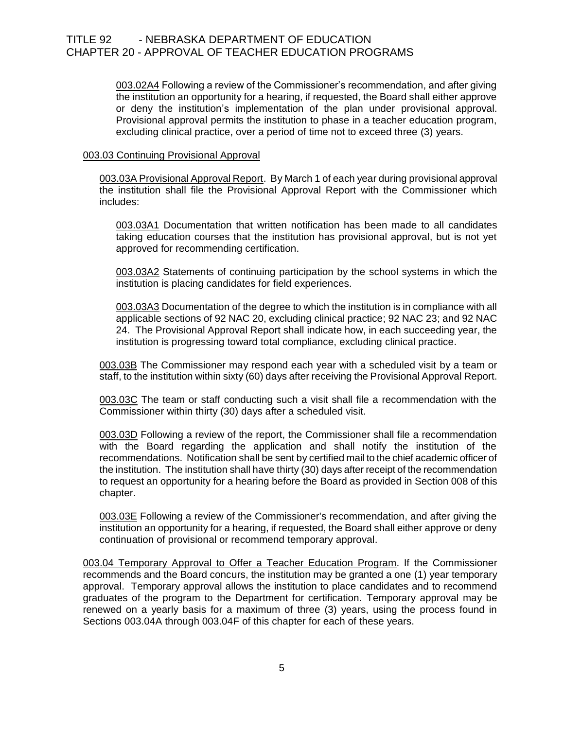003.02A4 Following a review of the Commissioner's recommendation, and after giving the institution an opportunity for a hearing, if requested, the Board shall either approve or deny the institution's implementation of the plan under provisional approval. Provisional approval permits the institution to phase in a teacher education program, excluding clinical practice, over a period of time not to exceed three (3) years.

003.03 Continuing Provisional Approval

003.03A Provisional Approval Report. By March 1 of each year during provisional approval the institution shall file the Provisional Approval Report with the Commissioner which includes:

003.03A1 Documentation that written notification has been made to all candidates taking education courses that the institution has provisional approval, but is not yet approved for recommending certification.

003.03A2 Statements of continuing participation by the school systems in which the institution is placing candidates for field experiences.

003.03A3 Documentation of the degree to which the institution is in compliance with all applicable sections of 92 NAC 20, excluding clinical practice; 92 NAC 23; and 92 NAC 24. The Provisional Approval Report shall indicate how, in each succeeding year, the institution is progressing toward total compliance, excluding clinical practice.

003.03B The Commissioner may respond each year with a scheduled visit by a team or staff, to the institution within sixty (60) days after receiving the Provisional Approval Report.

003.03C The team or staff conducting such a visit shall file a recommendation with the Commissioner within thirty (30) days after a scheduled visit.

003.03D Following a review of the report, the Commissioner shall file a recommendation with the Board regarding the application and shall notify the institution of the recommendations. Notification shall be sent by certified mail to the chief academic officer of the institution. The institution shall have thirty (30) days after receipt of the recommendation to request an opportunity for a hearing before the Board as provided in Section 008 of this chapter.

003.03E Following a review of the Commissioner's recommendation, and after giving the institution an opportunity for a hearing, if requested, the Board shall either approve or deny continuation of provisional or recommend temporary approval.

003.04 Temporary Approval to Offer a Teacher Education Program. If the Commissioner recommends and the Board concurs, the institution may be granted a one (1) year temporary approval. Temporary approval allows the institution to place candidates and to recommend graduates of the program to the Department for certification. Temporary approval may be renewed on a yearly basis for a maximum of three (3) years, using the process found in Sections 003.04A through 003.04F of this chapter for each of these years.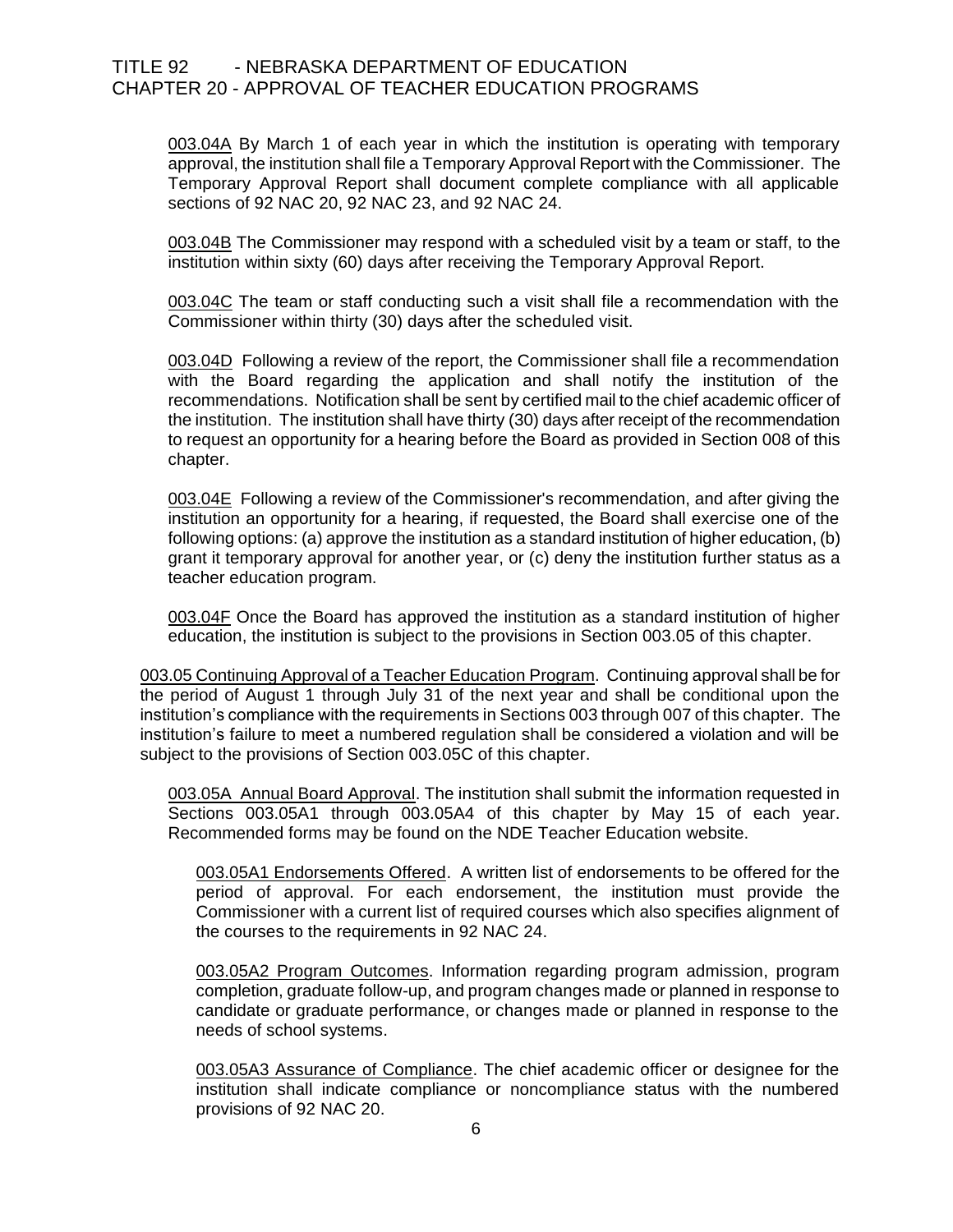003.04A By March 1 of each year in which the institution is operating with temporary approval, the institution shall file a Temporary Approval Report with the Commissioner. The Temporary Approval Report shall document complete compliance with all applicable sections of 92 NAC 20, 92 NAC 23, and 92 NAC 24.

003.04B The Commissioner may respond with a scheduled visit by a team or staff, to the institution within sixty (60) days after receiving the Temporary Approval Report.

003.04C The team or staff conducting such a visit shall file a recommendation with the Commissioner within thirty (30) days after the scheduled visit.

003.04D Following a review of the report, the Commissioner shall file a recommendation with the Board regarding the application and shall notify the institution of the recommendations. Notification shall be sent by certified mail to the chief academic officer of the institution. The institution shall have thirty (30) days after receipt of the recommendation to request an opportunity for a hearing before the Board as provided in Section 008 of this chapter.

003.04E Following a review of the Commissioner's recommendation, and after giving the institution an opportunity for a hearing, if requested, the Board shall exercise one of the following options: (a) approve the institution as a standard institution of higher education, (b) grant it temporary approval for another year, or (c) deny the institution further status as a teacher education program.

003.04F Once the Board has approved the institution as a standard institution of higher education, the institution is subject to the provisions in Section 003.05 of this chapter.

003.05 Continuing Approval of a Teacher Education Program. Continuing approval shall be for the period of August 1 through July 31 of the next year and shall be conditional upon the institution's compliance with the requirements in Sections 003 through 007 of this chapter. The institution's failure to meet a numbered regulation shall be considered a violation and will be subject to the provisions of Section 003.05C of this chapter.

003.05A Annual Board Approval. The institution shall submit the information requested in Sections 003.05A1 through 003.05A4 of this chapter by May 15 of each year. Recommended forms may be found on the NDE Teacher Education website.

003.05A1 Endorsements Offered. A written list of endorsements to be offered for the period of approval. For each endorsement, the institution must provide the Commissioner with a current list of required courses which also specifies alignment of the courses to the requirements in 92 NAC 24.

003.05A2 Program Outcomes. Information regarding program admission, program completion, graduate follow-up, and program changes made or planned in response to candidate or graduate performance, or changes made or planned in response to the needs of school systems.

003.05A3 Assurance of Compliance. The chief academic officer or designee for the institution shall indicate compliance or noncompliance status with the numbered provisions of 92 NAC 20.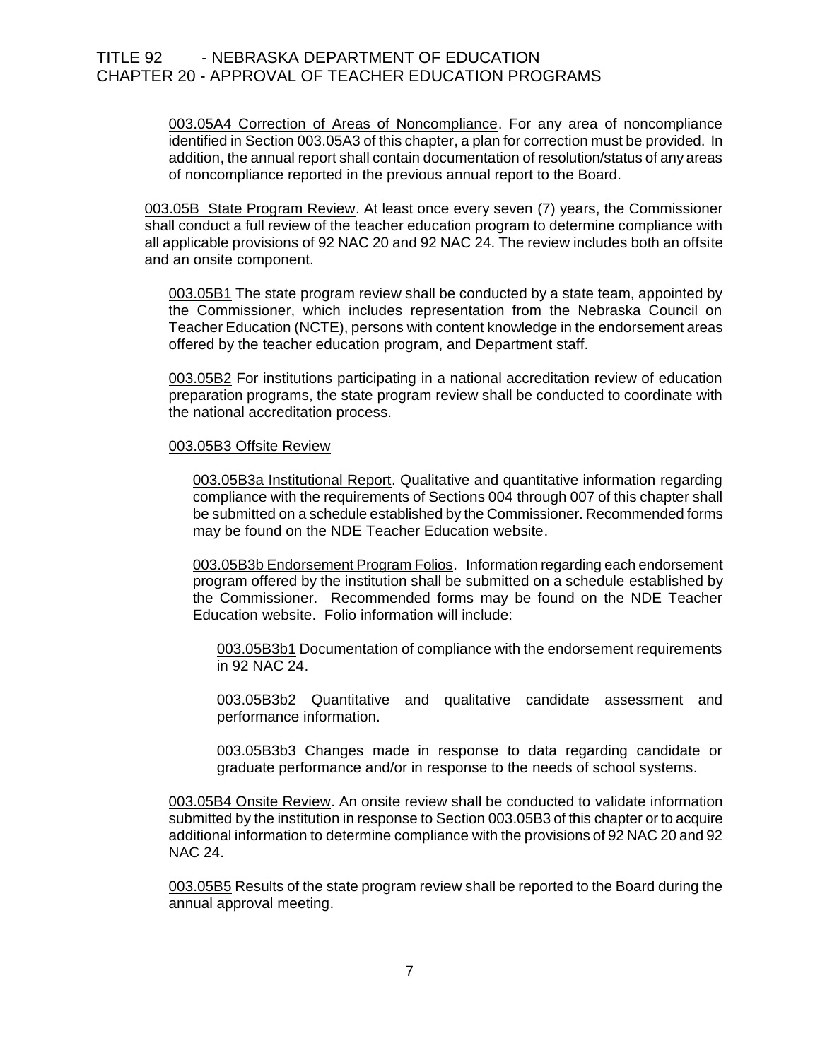003.05A4 Correction of Areas of Noncompliance. For any area of noncompliance identified in Section 003.05A3 of this chapter, a plan for correction must be provided. In addition, the annual report shall contain documentation of resolution/status of any areas of noncompliance reported in the previous annual report to the Board.

003.05B State Program Review. At least once every seven (7) years, the Commissioner shall conduct a full review of the teacher education program to determine compliance with all applicable provisions of 92 NAC 20 and 92 NAC 24. The review includes both an offsite and an onsite component.

003.05B1 The state program review shall be conducted by a state team, appointed by the Commissioner, which includes representation from the Nebraska Council on Teacher Education (NCTE), persons with content knowledge in the endorsement areas offered by the teacher education program, and Department staff.

003.05B2 For institutions participating in a national accreditation review of education preparation programs, the state program review shall be conducted to coordinate with the national accreditation process.

003.05B3 Offsite Review

003.05B3a Institutional Report. Qualitative and quantitative information regarding compliance with the requirements of Sections 004 through 007 of this chapter shall be submitted on a schedule established by the Commissioner. Recommended forms may be found on the NDE Teacher Education website.

003.05B3b Endorsement Program Folios. Information regarding each endorsement program offered by the institution shall be submitted on a schedule established by the Commissioner. Recommended forms may be found on the NDE Teacher Education website. Folio information will include:

003.05B3b1 Documentation of compliance with the endorsement requirements in 92 NAC 24.

003.05B3b2 Quantitative and qualitative candidate assessment and performance information.

003.05B3b3 Changes made in response to data regarding candidate or graduate performance and/or in response to the needs of school systems.

003.05B4 Onsite Review. An onsite review shall be conducted to validate information submitted by the institution in response to Section 003.05B3 of this chapter or to acquire additional information to determine compliance with the provisions of 92 NAC 20 and 92 NAC 24.

003.05B5 Results of the state program review shall be reported to the Board during the annual approval meeting.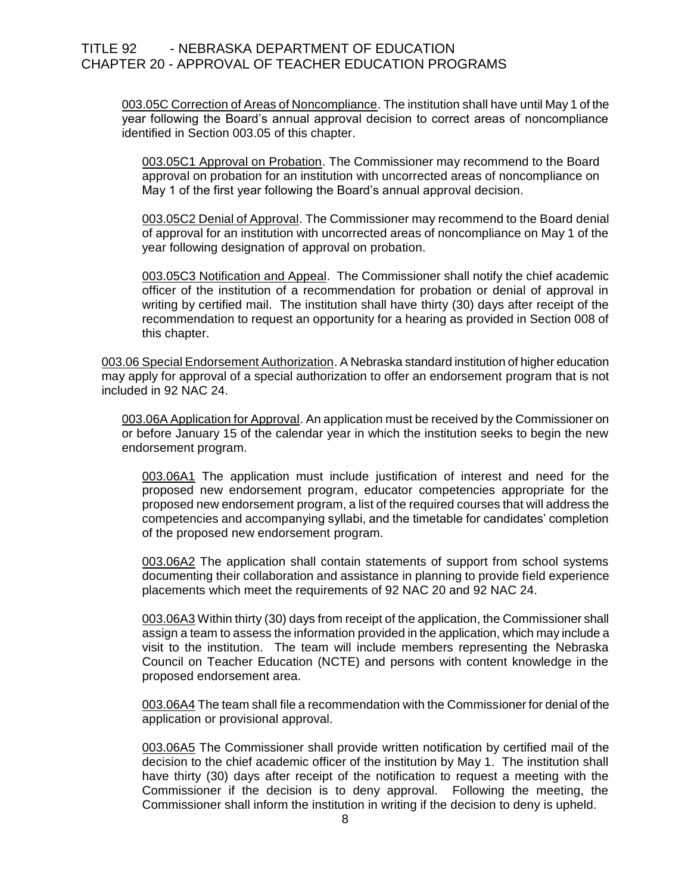003.05C Correction of Areas of Noncompliance. The institution shall have until May 1 of the year following the Board's annual approval decision to correct areas of noncompliance identified in Section 003.05 of this chapter.

003.05C1 Approval on Probation. The Commissioner may recommend to the Board approval on probation for an institution with uncorrected areas of noncompliance on May 1 of the first year following the Board's annual approval decision.

003.05C2 Denial of Approval. The Commissioner may recommend to the Board denial of approval for an institution with uncorrected areas of noncompliance on May 1 of the year following designation of approval on probation.

003.05C3 Notification and Appeal. The Commissioner shall notify the chief academic officer of the institution of a recommendation for probation or denial of approval in writing by certified mail. The institution shall have thirty (30) days after receipt of the recommendation to request an opportunity for a hearing as provided in Section 008 of this chapter.

003.06 Special Endorsement Authorization. A Nebraska standard institution of higher education may apply for approval of a special authorization to offer an endorsement program that is not included in 92 NAC 24.

003.06A Application for Approval. An application must be received by the Commissioner on or before January 15 of the calendar year in which the institution seeks to begin the new endorsement program.

003.06A1 The application must include justification of interest and need for the proposed new endorsement program, educator competencies appropriate for the proposed new endorsement program, a list of the required courses that will address the competencies and accompanying syllabi, and the timetable for candidates' completion of the proposed new endorsement program.

003.06A2 The application shall contain statements of support from school systems documenting their collaboration and assistance in planning to provide field experience placements which meet the requirements of 92 NAC 20 and 92 NAC 24.

003.06A3 Within thirty (30) days from receipt of the application, the Commissioner shall assign a team to assess the information provided in the application, which may include a visit to the institution. The team will include members representing the Nebraska Council on Teacher Education (NCTE) and persons with content knowledge in the proposed endorsement area.

003.06A4 The team shall file a recommendation with the Commissioner for denial of the application or provisional approval.

003.06A5 The Commissioner shall provide written notification by certified mail of the decision to the chief academic officer of the institution by May 1. The institution shall have thirty (30) days after receipt of the notification to request a meeting with the Commissioner if the decision is to deny approval. Following the meeting, the Commissioner shall inform the institution in writing if the decision to deny is upheld.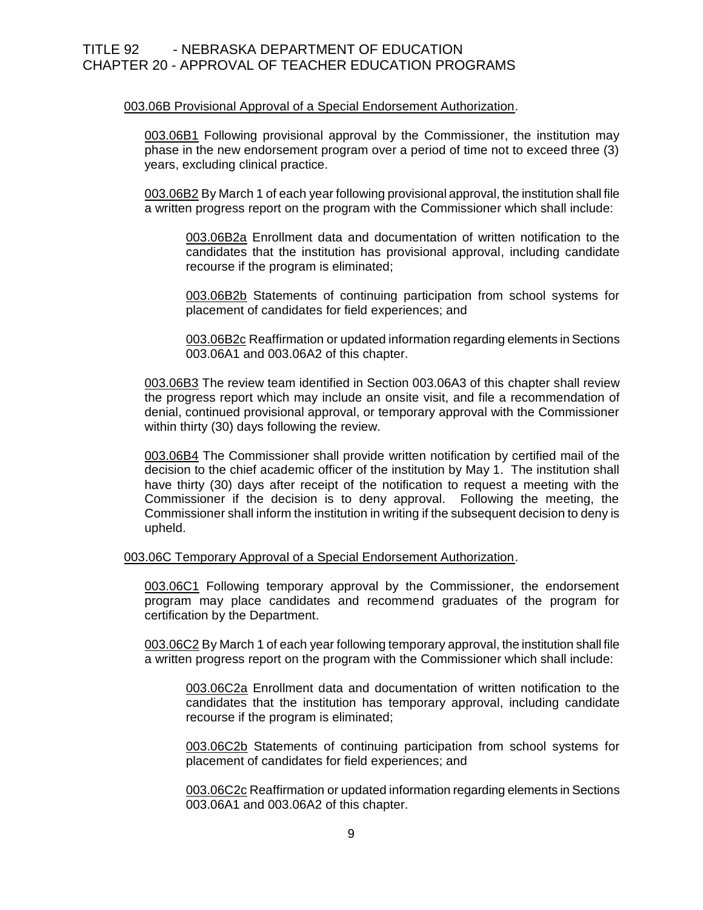003.06B Provisional Approval of a Special Endorsement Authorization.

003.06B1 Following provisional approval by the Commissioner, the institution may phase in the new endorsement program over a period of time not to exceed three (3) years, excluding clinical practice.

003.06B2 By March 1 of each year following provisional approval, the institution shall file a written progress report on the program with the Commissioner which shall include:

003.06B2a Enrollment data and documentation of written notification to the candidates that the institution has provisional approval, including candidate recourse if the program is eliminated;

003.06B2b Statements of continuing participation from school systems for placement of candidates for field experiences; and

003.06B2c Reaffirmation or updated information regarding elements in Sections 003.06A1 and 003.06A2 of this chapter.

003.06B3 The review team identified in Section 003.06A3 of this chapter shall review the progress report which may include an onsite visit, and file a recommendation of denial, continued provisional approval, or temporary approval with the Commissioner within thirty (30) days following the review.

003.06B4 The Commissioner shall provide written notification by certified mail of the decision to the chief academic officer of the institution by May 1. The institution shall have thirty (30) days after receipt of the notification to request a meeting with the Commissioner if the decision is to deny approval. Following the meeting, the Commissioner shall inform the institution in writing if the subsequent decision to deny is upheld.

003.06C Temporary Approval of a Special Endorsement Authorization.

003.06C1 Following temporary approval by the Commissioner, the endorsement program may place candidates and recommend graduates of the program for certification by the Department.

003.06C2 By March 1 of each year following temporary approval, the institution shall file a written progress report on the program with the Commissioner which shall include:

003.06C2a Enrollment data and documentation of written notification to the candidates that the institution has temporary approval, including candidate recourse if the program is eliminated;

003.06C2b Statements of continuing participation from school systems for placement of candidates for field experiences; and

003.06C2c Reaffirmation or updated information regarding elements in Sections 003.06A1 and 003.06A2 of this chapter.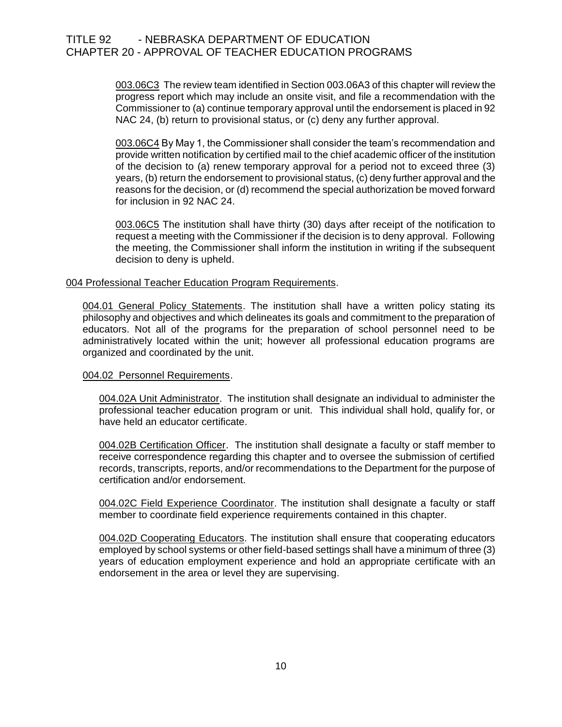003.06C3 The review team identified in Section 003.06A3 of this chapter will review the progress report which may include an onsite visit, and file a recommendation with the Commissioner to (a) continue temporary approval until the endorsement is placed in 92 NAC 24, (b) return to provisional status, or (c) deny any further approval.

003.06C4 By May 1, the Commissioner shall consider the team's recommendation and provide written notification by certified mail to the chief academic officer of the institution of the decision to (a) renew temporary approval for a period not to exceed three (3) years, (b) return the endorsement to provisional status, (c) deny further approval and the reasons for the decision, or (d) recommend the special authorization be moved forward for inclusion in 92 NAC 24.

003.06C5 The institution shall have thirty (30) days after receipt of the notification to request a meeting with the Commissioner if the decision is to deny approval. Following the meeting, the Commissioner shall inform the institution in writing if the subsequent decision to deny is upheld.

004 Professional Teacher Education Program Requirements.

004.01 General Policy Statements. The institution shall have a written policy stating its philosophy and objectives and which delineates its goals and commitment to the preparation of educators. Not all of the programs for the preparation of school personnel need to be administratively located within the unit; however all professional education programs are organized and coordinated by the unit.

004.02 Personnel Requirements.

004.02A Unit Administrator. The institution shall designate an individual to administer the professional teacher education program or unit. This individual shall hold, qualify for, or have held an educator certificate.

004.02B Certification Officer. The institution shall designate a faculty or staff member to receive correspondence regarding this chapter and to oversee the submission of certified records, transcripts, reports, and/or recommendations to the Department for the purpose of certification and/or endorsement.

004.02C Field Experience Coordinator. The institution shall designate a faculty or staff member to coordinate field experience requirements contained in this chapter.

004.02D Cooperating Educators. The institution shall ensure that cooperating educators employed by school systems or other field-based settings shall have a minimum of three (3) years of education employment experience and hold an appropriate certificate with an endorsement in the area or level they are supervising.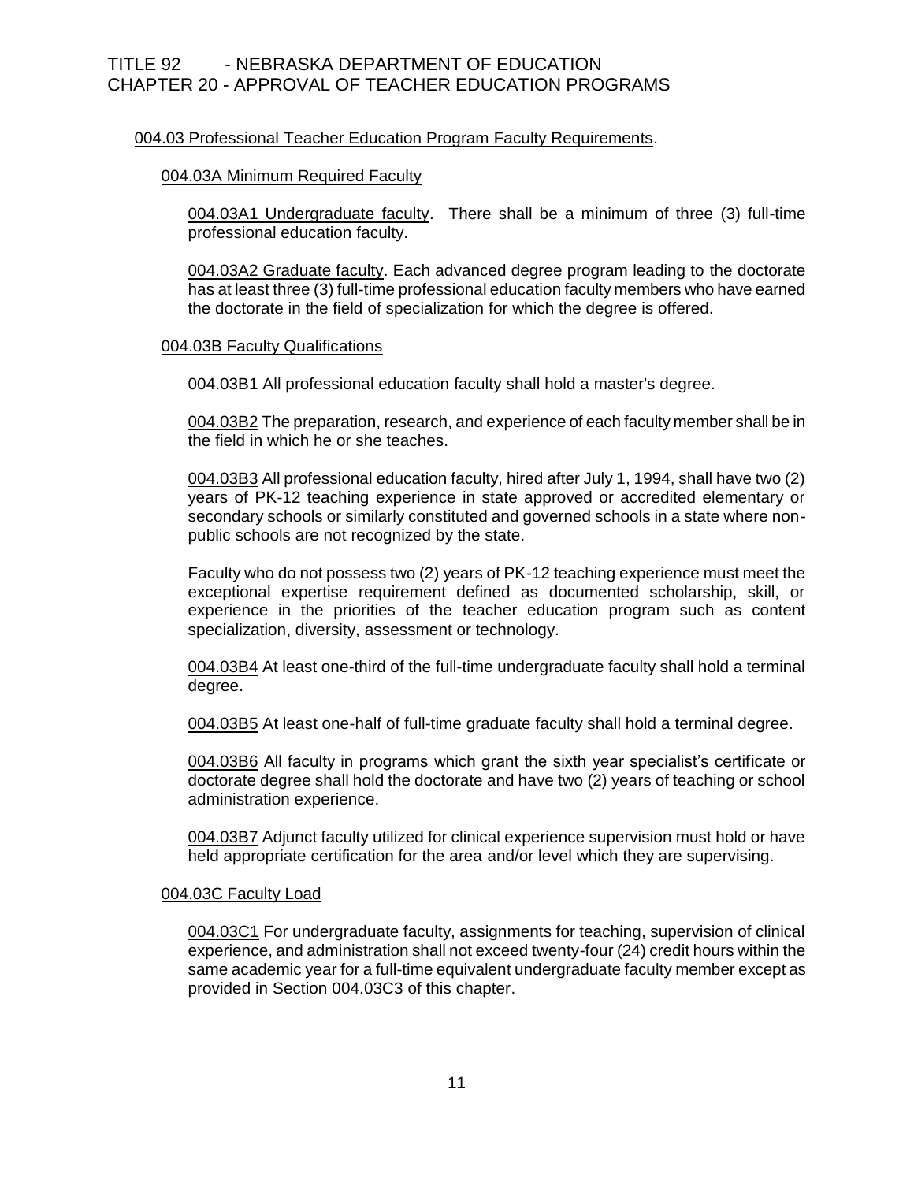004.03 Professional Teacher Education Program Faculty Requirements.

004.03A Minimum Required Faculty

004.03A1 Undergraduate faculty. There shall be a minimum of three (3) full-time professional education faculty.

004.03A2 Graduate faculty. Each advanced degree program leading to the doctorate has at least three (3) full-time professional education faculty members who have earned the doctorate in the field of specialization for which the degree is offered.

004.03B Faculty Qualifications

004.03B1 All professional education faculty shall hold a master's degree.

004.03B2 The preparation, research, and experience of each faculty member shall be in the field in which he or she teaches.

004.03B3 All professional education faculty, hired after July 1, 1994, shall have two (2) years of PK-12 teaching experience in state approved or accredited elementary or secondary schools or similarly constituted and governed schools in a state where non-public schools are not recognized by the state.

Faculty who do not possess two (2) years of PK-12 teaching experience must meet the exceptional expertise requirement defined as documented scholarship, skill, or experience in the priorities of the teacher education program such as content specialization, diversity, assessment or technology.

004.03B4 At least one-third of the full-time undergraduate faculty shall hold a terminal degree.

004.03B5 At least one-half of full-time graduate faculty shall hold a terminal degree.

004.03B6 All faculty in programs which grant the sixth year specialist's certificate or doctorate degree shall hold the doctorate and have two (2) years of teaching or school administration experience.

004.03B7 Adjunct faculty utilized for clinical experience supervision must hold or have held appropriate certification for the area and/or level which they are supervising.

004.03C Faculty Load

004.03C1 For undergraduate faculty, assignments for teaching, supervision of clinical experience, and administration shall not exceed twenty-four (24) credit hours within the same academic year for a full-time equivalent undergraduate faculty member except as provided in Section 004.03C3 of this chapter.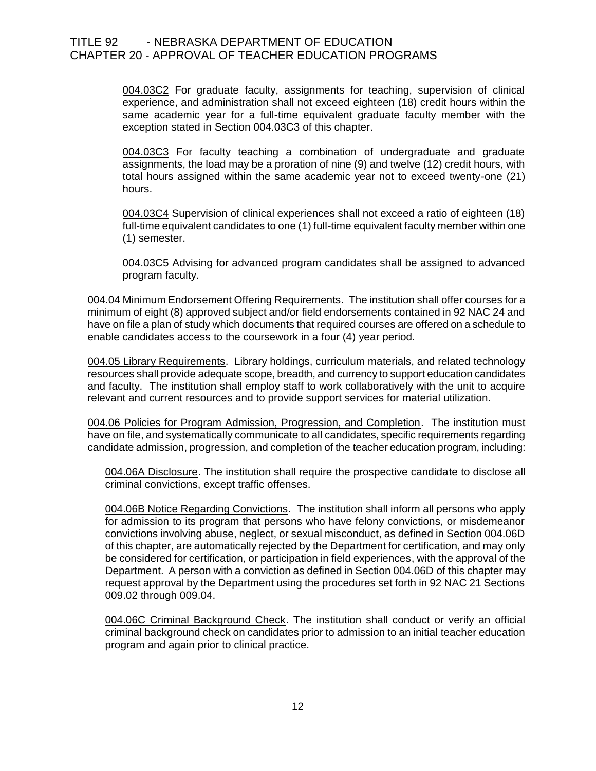004.03C2 For graduate faculty, assignments for teaching, supervision of clinical experience, and administration shall not exceed eighteen (18) credit hours within the same academic year for a full-time equivalent graduate faculty member with the exception stated in Section 004.03C3 of this chapter.

004.03C3 For faculty teaching a combination of undergraduate and graduate assignments, the load may be a proration of nine (9) and twelve (12) credit hours, with total hours assigned within the same academic year not to exceed twenty-one (21) hours.

004.03C4 Supervision of clinical experiences shall not exceed a ratio of eighteen (18) full-time equivalent candidates to one (1) full-time equivalent faculty member within one (1) semester.

004.03C5 Advising for advanced program candidates shall be assigned to advanced program faculty.

004.04 Minimum Endorsement Offering Requirements. The institution shall offer courses for a minimum of eight (8) approved subject and/or field endorsements contained in 92 NAC 24 and have on file a plan of study which documents that required courses are offered on a schedule to enable candidates access to the coursework in a four (4) year period.

004.05 Library Requirements. Library holdings, curriculum materials, and related technology resources shall provide adequate scope, breadth, and currency to support education candidates and faculty. The institution shall employ staff to work collaboratively with the unit to acquire relevant and current resources and to provide support services for material utilization.

004.06 Policies for Program Admission, Progression, and Completion. The institution must have on file, and systematically communicate to all candidates, specific requirements regarding candidate admission, progression, and completion of the teacher education program, including:

004.06A Disclosure. The institution shall require the prospective candidate to disclose all criminal convictions, except traffic offenses.

004.06B Notice Regarding Convictions. The institution shall inform all persons who apply for admission to its program that persons who have felony convictions, or misdemeanor convictions involving abuse, neglect, or sexual misconduct, as defined in Section 004.06D of this chapter, are automatically rejected by the Department for certification, and may only be considered for certification, or participation in field experiences, with the approval of the Department. A person with a conviction as defined in Section 004.06D of this chapter may request approval by the Department using the procedures set forth in 92 NAC 21 Sections 009.02 through 009.04.

004.06C Criminal Background Check. The institution shall conduct or verify an official criminal background check on candidates prior to admission to an initial teacher education program and again prior to clinical practice.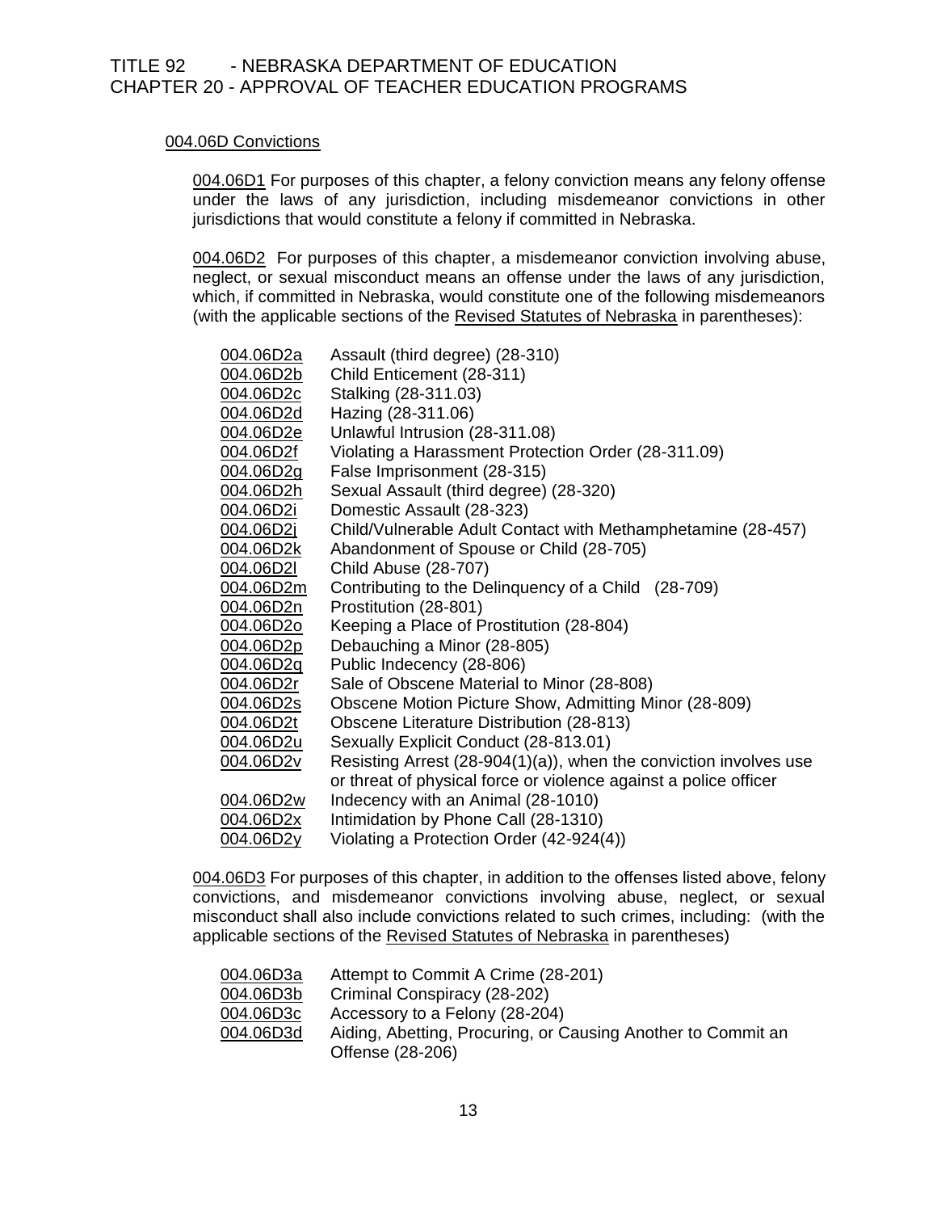004.06D Convictions

004.06D1 For purposes of this chapter, a felony conviction means any felony offense under the laws of any jurisdiction, including misdemeanor convictions in other jurisdictions that would constitute a felony if committed in Nebraska.

004.06D2 For purposes of this chapter, a misdemeanor conviction involving abuse, neglect, or sexual misconduct means an offense under the laws of any jurisdiction, which, if committed in Nebraska, would constitute one of the following misdemeanors (with the applicable sections of the Revised Statutes of Nebraska in parentheses):

- 004.06D2a Assault (third degree) (28-310)
- 004.06D2b Child Enticement (28-311)
- 004.06D2c Stalking (28-311.03)
- 004.06D2d Hazing (28-311.06)
- 004.06D2e Unlawful Intrusion (28-311.08)
- 004.06D2f Violating a Harassment Protection Order (28-311.09)
- 004.06D2g False Imprisonment (28-315)
- 004.06D2h Sexual Assault (third degree) (28-320)
- 004.06D2i Domestic Assault (28-323)
- 004.06D2j Child/Vulnerable Adult Contact with Methamphetamine (28-457)
- 004.06D2k Abandonment of Spouse or Child (28-705)
- 004.06D2l Child Abuse (28-707)
- 004.06D2m Contributing to the Delinquency of a Child (28-709)
- 004.06D2n Prostitution (28-801)
- 004.06D2o Keeping a Place of Prostitution (28-804)
- 004.06D2p Debauching a Minor (28-805)
- 004.06D2q Public Indecency (28-806)
- 004.06D2r Sale of Obscene Material to Minor (28-808)
- 004.06D2s Obscene Motion Picture Show, Admitting Minor (28-809)
- 004.06D2t Obscene Literature Distribution (28-813)
- 004.06D2u Sexually Explicit Conduct (28-813.01)
- 004.06D2v Resisting Arrest (28-904(1)(a)), when the conviction involves use or threat of physical force or violence against a police officer
- 004.06D2w Indecency with an Animal (28-1010)
- 004.06D2x Intimidation by Phone Call (28-1310)
- 004.06D2y Violating a Protection Order (42-924(4))

004.06D3 For purposes of this chapter, in addition to the offenses listed above, felony convictions, and misdemeanor convictions involving abuse, neglect, or sexual misconduct shall also include convictions related to such crimes, including: (with the applicable sections of the Revised Statutes of Nebraska in parentheses)

- 004.06D3a Attempt to Commit A Crime (28-201)
- 004.06D3b Criminal Conspiracy (28-202)
- 004.06D3c Accessory to a Felony (28-204)
- 004.06D3d Aiding, Abetting, Procuring, or Causing Another to Commit an Offense (28-206)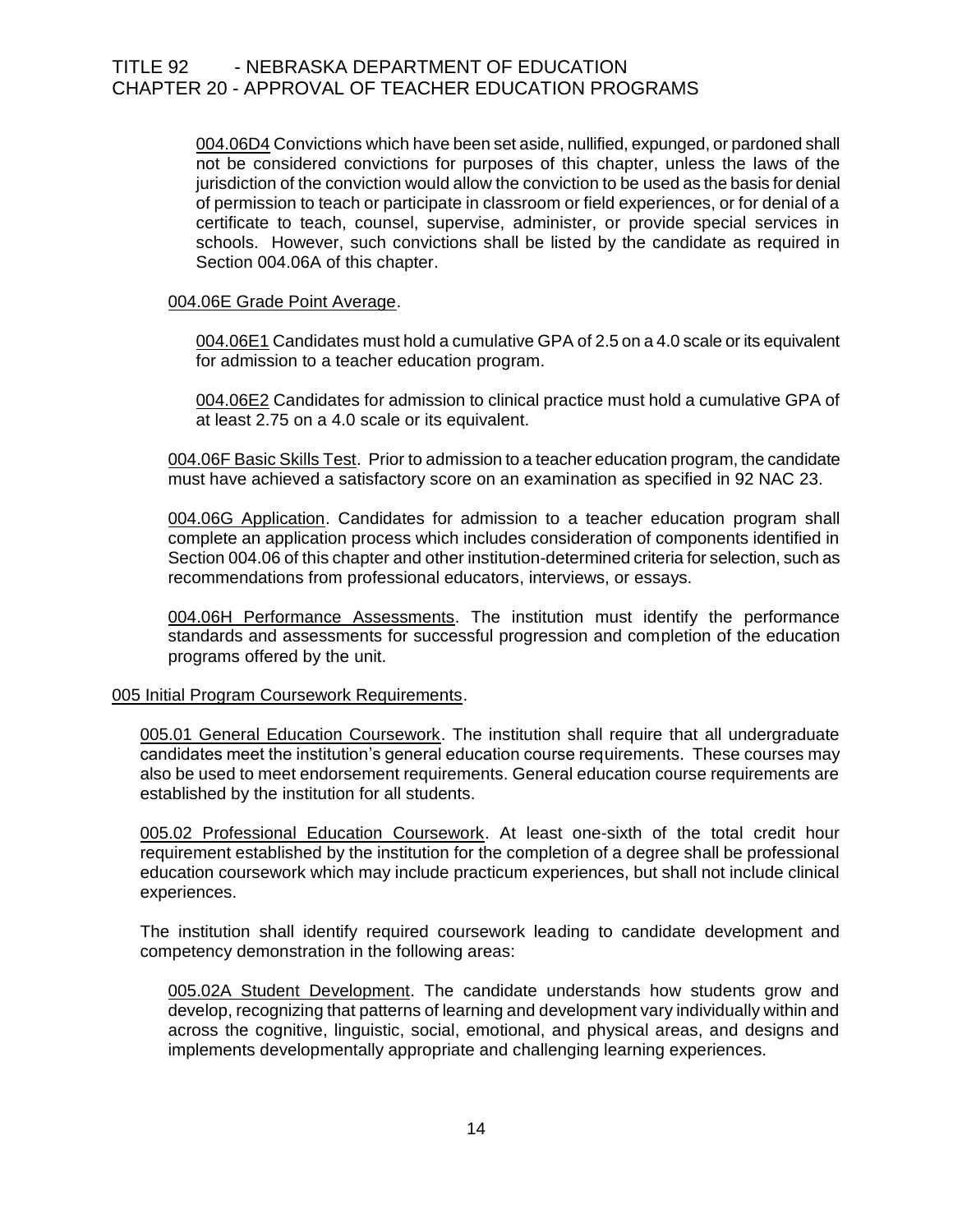004.06D4 Convictions which have been set aside, nullified, expunged, or pardoned shall not be considered convictions for purposes of this chapter, unless the laws of the jurisdiction of the conviction would allow the conviction to be used as the basis for denial of permission to teach or participate in classroom or field experiences, or for denial of a certificate to teach, counsel, supervise, administer, or provide special services in schools. However, such convictions shall be listed by the candidate as required in Section 004.06A of this chapter.

004.06E Grade Point Average.

004.06E1 Candidates must hold a cumulative GPA of 2.5 on a 4.0 scale or its equivalent for admission to a teacher education program.

004.06E2 Candidates for admission to clinical practice must hold a cumulative GPA of at least 2.75 on a 4.0 scale or its equivalent.

004.06F Basic Skills Test. Prior to admission to a teacher education program, the candidate must have achieved a satisfactory score on an examination as specified in 92 NAC 23.

004.06G Application. Candidates for admission to a teacher education program shall complete an application process which includes consideration of components identified in Section 004.06 of this chapter and other institution-determined criteria for selection, such as recommendations from professional educators, interviews, or essays.

004.06H Performance Assessments. The institution must identify the performance standards and assessments for successful progression and completion of the education programs offered by the unit.

005 Initial Program Coursework Requirements.

005.01 General Education Coursework. The institution shall require that all undergraduate candidates meet the institution's general education course requirements. These courses may also be used to meet endorsement requirements. General education course requirements are established by the institution for all students.

005.02 Professional Education Coursework. At least one-sixth of the total credit hour requirement established by the institution for the completion of a degree shall be professional education coursework which may include practicum experiences, but shall not include clinical experiences.

The institution shall identify required coursework leading to candidate development and competency demonstration in the following areas:

005.02A Student Development. The candidate understands how students grow and develop, recognizing that patterns of learning and development vary individually within and across the cognitive, linguistic, social, emotional, and physical areas, and designs and implements developmentally appropriate and challenging learning experiences.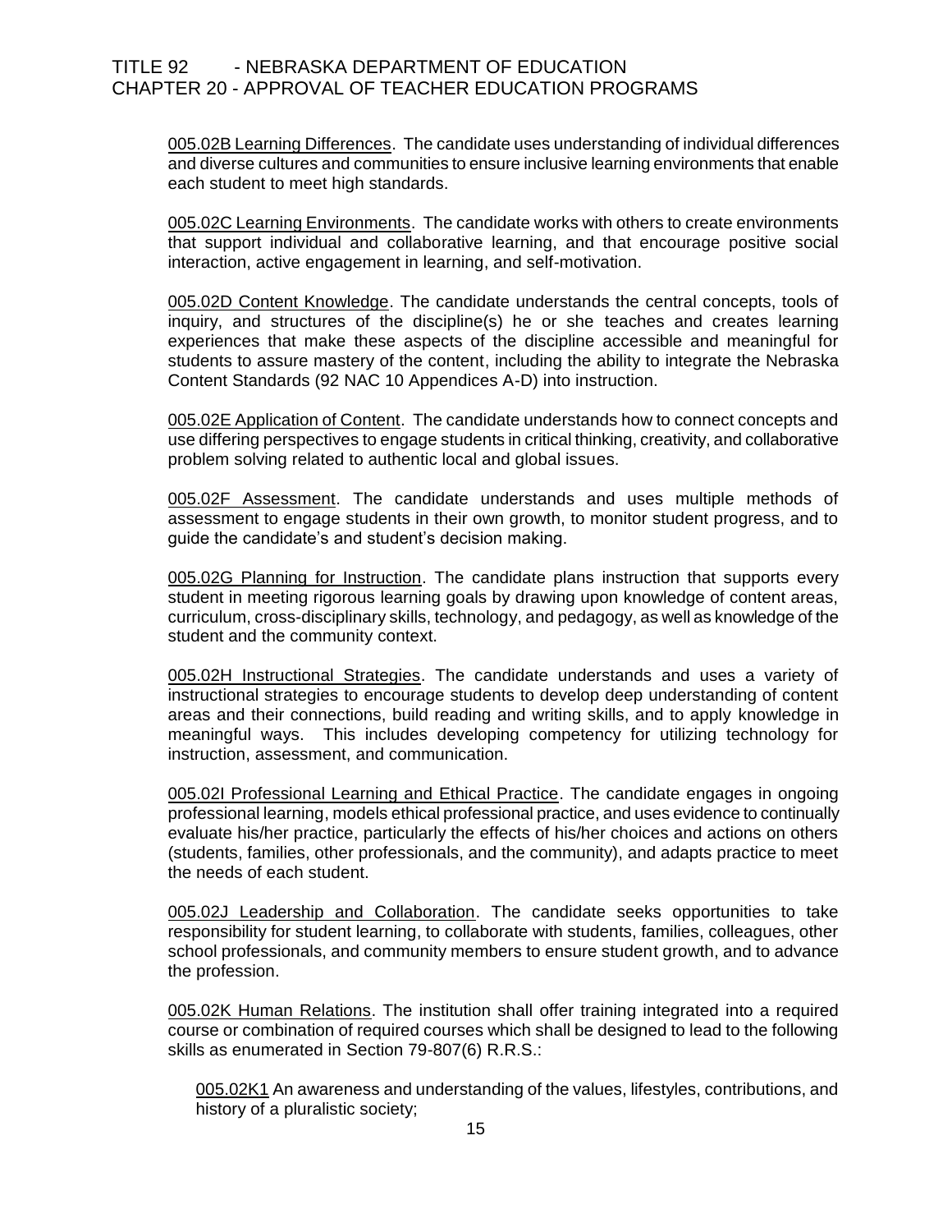005.02B Learning Differences. The candidate uses understanding of individual differences and diverse cultures and communities to ensure inclusive learning environments that enable each student to meet high standards.

005.02C Learning Environments. The candidate works with others to create environments that support individual and collaborative learning, and that encourage positive social interaction, active engagement in learning, and self-motivation.

005.02D Content Knowledge. The candidate understands the central concepts, tools of inquiry, and structures of the discipline(s) he or she teaches and creates learning experiences that make these aspects of the discipline accessible and meaningful for students to assure mastery of the content, including the ability to integrate the Nebraska Content Standards (92 NAC 10 Appendices A-D) into instruction.

005.02E Application of Content. The candidate understands how to connect concepts and use differing perspectives to engage students in critical thinking, creativity, and collaborative problem solving related to authentic local and global issues.

005.02F Assessment. The candidate understands and uses multiple methods of assessment to engage students in their own growth, to monitor student progress, and to guide the candidate's and student's decision making.

005.02G Planning for Instruction. The candidate plans instruction that supports every student in meeting rigorous learning goals by drawing upon knowledge of content areas, curriculum, cross-disciplinary skills, technology, and pedagogy, as well as knowledge of the student and the community context.

005.02H Instructional Strategies. The candidate understands and uses a variety of instructional strategies to encourage students to develop deep understanding of content areas and their connections, build reading and writing skills, and to apply knowledge in meaningful ways. This includes developing competency for utilizing technology for instruction, assessment, and communication.

005.02I Professional Learning and Ethical Practice. The candidate engages in ongoing professional learning, models ethical professional practice, and uses evidence to continually evaluate his/her practice, particularly the effects of his/her choices and actions on others (students, families, other professionals, and the community), and adapts practice to meet the needs of each student.

005.02J Leadership and Collaboration. The candidate seeks opportunities to take responsibility for student learning, to collaborate with students, families, colleagues, other school professionals, and community members to ensure student growth, and to advance the profession.

005.02K Human Relations. The institution shall offer training integrated into a required course or combination of required courses which shall be designed to lead to the following skills as enumerated in Section 79-807(6) R.R.S.:

005.02K1 An awareness and understanding of the values, lifestyles, contributions, and history of a pluralistic society;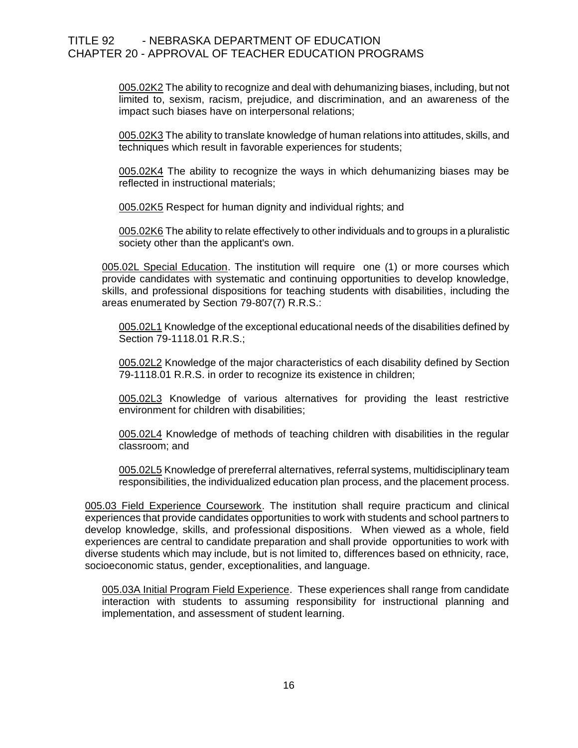005.02K2 The ability to recognize and deal with dehumanizing biases, including, but not limited to, sexism, racism, prejudice, and discrimination, and an awareness of the impact such biases have on interpersonal relations;

005.02K3 The ability to translate knowledge of human relations into attitudes, skills, and techniques which result in favorable experiences for students;

005.02K4 The ability to recognize the ways in which dehumanizing biases may be reflected in instructional materials;

005.02K5 Respect for human dignity and individual rights; and

005.02K6 The ability to relate effectively to other individuals and to groups in a pluralistic society other than the applicant's own.

005.02L Special Education. The institution will require one (1) or more courses which provide candidates with systematic and continuing opportunities to develop knowledge, skills, and professional dispositions for teaching students with disabilities, including the areas enumerated by Section 79-807(7) R.R.S.:

005.02L1 Knowledge of the exceptional educational needs of the disabilities defined by Section 79-1118.01 R.R.S.;

005.02L2 Knowledge of the major characteristics of each disability defined by Section 79-1118.01 R.R.S. in order to recognize its existence in children;

005.02L3 Knowledge of various alternatives for providing the least restrictive environment for children with disabilities;

005.02L4 Knowledge of methods of teaching children with disabilities in the regular classroom; and

005.02L5 Knowledge of prereferral alternatives, referral systems, multidisciplinary team responsibilities, the individualized education plan process, and the placement process.

005.03 Field Experience Coursework. The institution shall require practicum and clinical experiences that provide candidates opportunities to work with students and school partners to develop knowledge, skills, and professional dispositions. When viewed as a whole, field experiences are central to candidate preparation and shall provide opportunities to work with diverse students which may include, but is not limited to, differences based on ethnicity, race, socioeconomic status, gender, exceptionalities, and language.

005.03A Initial Program Field Experience. These experiences shall range from candidate interaction with students to assuming responsibility for instructional planning and implementation, and assessment of student learning.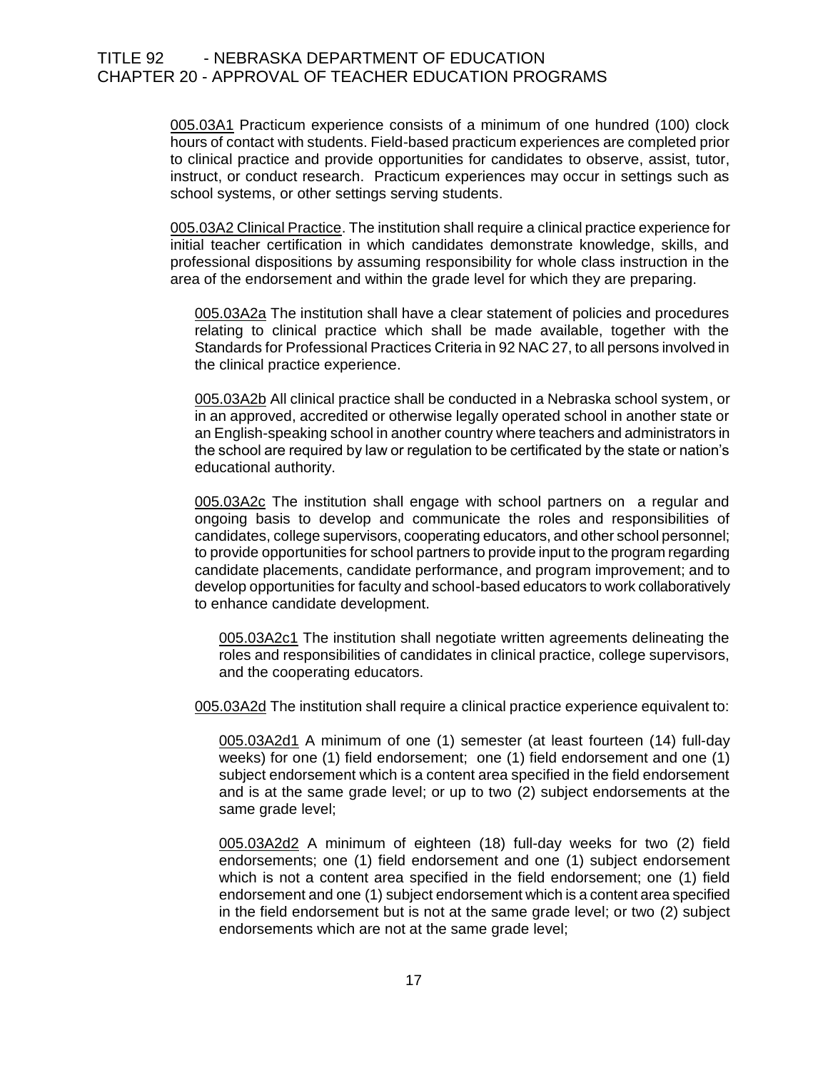005.03A1 Practicum experience consists of a minimum of one hundred (100) clock hours of contact with students. Field-based practicum experiences are completed prior to clinical practice and provide opportunities for candidates to observe, assist, tutor, instruct, or conduct research. Practicum experiences may occur in settings such as school systems, or other settings serving students.

005.03A2 Clinical Practice. The institution shall require a clinical practice experience for initial teacher certification in which candidates demonstrate knowledge, skills, and professional dispositions by assuming responsibility for whole class instruction in the area of the endorsement and within the grade level for which they are preparing.

005.03A2a The institution shall have a clear statement of policies and procedures relating to clinical practice which shall be made available, together with the Standards for Professional Practices Criteria in 92 NAC 27, to all persons involved in the clinical practice experience.

005.03A2b All clinical practice shall be conducted in a Nebraska school system, or in an approved, accredited or otherwise legally operated school in another state or an English-speaking school in another country where teachers and administrators in the school are required by law or regulation to be certificated by the state or nation's educational authority.

005.03A2c The institution shall engage with school partners on a regular and ongoing basis to develop and communicate the roles and responsibilities of candidates, college supervisors, cooperating educators, and other school personnel; to provide opportunities for school partners to provide input to the program regarding candidate placements, candidate performance, and program improvement; and to develop opportunities for faculty and school-based educators to work collaboratively to enhance candidate development.

005.03A2c1 The institution shall negotiate written agreements delineating the roles and responsibilities of candidates in clinical practice, college supervisors, and the cooperating educators.

005.03A2d The institution shall require a clinical practice experience equivalent to:

005.03A2d1 A minimum of one (1) semester (at least fourteen (14) full-day weeks) for one (1) field endorsement; one (1) field endorsement and one (1) subject endorsement which is a content area specified in the field endorsement and is at the same grade level; or up to two (2) subject endorsements at the same grade level;

005.03A2d2 A minimum of eighteen (18) full-day weeks for two (2) field endorsements; one (1) field endorsement and one (1) subject endorsement which is not a content area specified in the field endorsement; one (1) field endorsement and one (1) subject endorsement which is a content area specified in the field endorsement but is not at the same grade level; or two (2) subject endorsements which are not at the same grade level;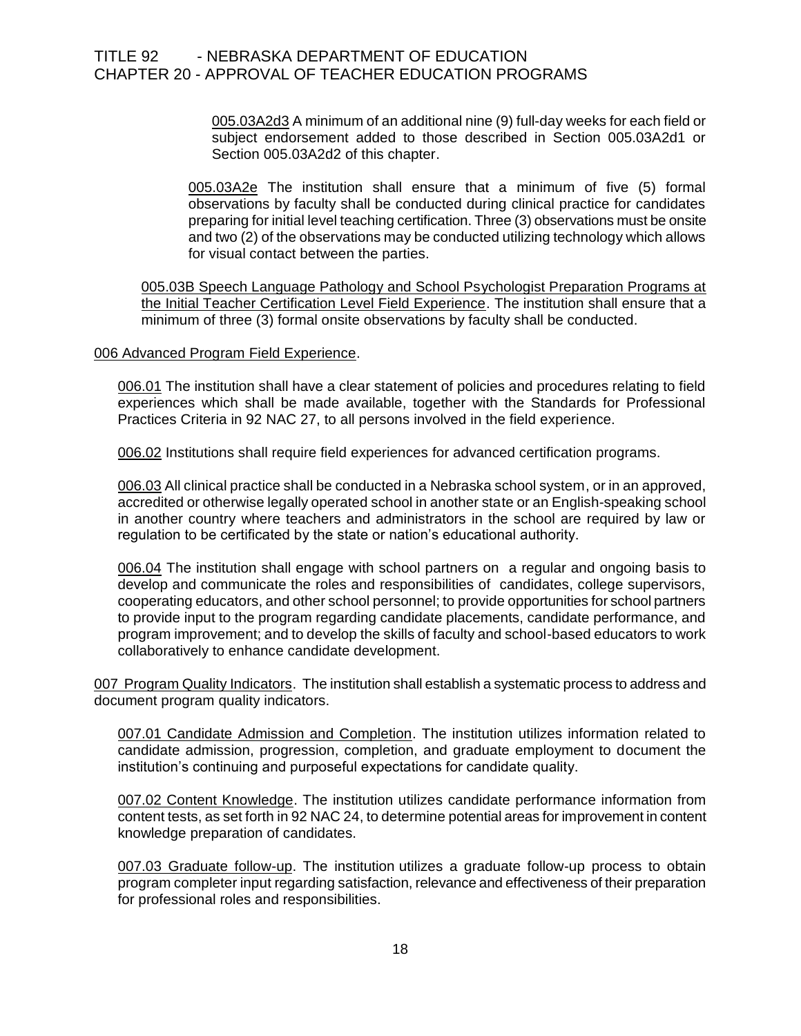005.03A2d3 A minimum of an additional nine (9) full-day weeks for each field or subject endorsement added to those described in Section 005.03A2d1 or Section 005.03A2d2 of this chapter.

005.03A2e The institution shall ensure that a minimum of five (5) formal observations by faculty shall be conducted during clinical practice for candidates preparing for initial level teaching certification. Three (3) observations must be onsite and two (2) of the observations may be conducted utilizing technology which allows for visual contact between the parties.

005.03B Speech Language Pathology and School Psychologist Preparation Programs at the Initial Teacher Certification Level Field Experience. The institution shall ensure that a minimum of three (3) formal onsite observations by faculty shall be conducted.

006 Advanced Program Field Experience.

006.01 The institution shall have a clear statement of policies and procedures relating to field experiences which shall be made available, together with the Standards for Professional Practices Criteria in 92 NAC 27, to all persons involved in the field experience.

006.02 Institutions shall require field experiences for advanced certification programs.

006.03 All clinical practice shall be conducted in a Nebraska school system, or in an approved, accredited or otherwise legally operated school in another state or an English-speaking school in another country where teachers and administrators in the school are required by law or regulation to be certificated by the state or nation's educational authority.

006.04 The institution shall engage with school partners on a regular and ongoing basis to develop and communicate the roles and responsibilities of candidates, college supervisors, cooperating educators, and other school personnel; to provide opportunities for school partners to provide input to the program regarding candidate placements, candidate performance, and program improvement; and to develop the skills of faculty and school-based educators to work collaboratively to enhance candidate development.

007 Program Quality Indicators. The institution shall establish a systematic process to address and document program quality indicators.

007.01 Candidate Admission and Completion. The institution utilizes information related to candidate admission, progression, completion, and graduate employment to document the institution's continuing and purposeful expectations for candidate quality.

007.02 Content Knowledge. The institution utilizes candidate performance information from content tests, as set forth in 92 NAC 24, to determine potential areas for improvement in content knowledge preparation of candidates.

007.03 Graduate follow-up. The institution utilizes a graduate follow-up process to obtain program completer input regarding satisfaction, relevance and effectiveness of their preparation for professional roles and responsibilities.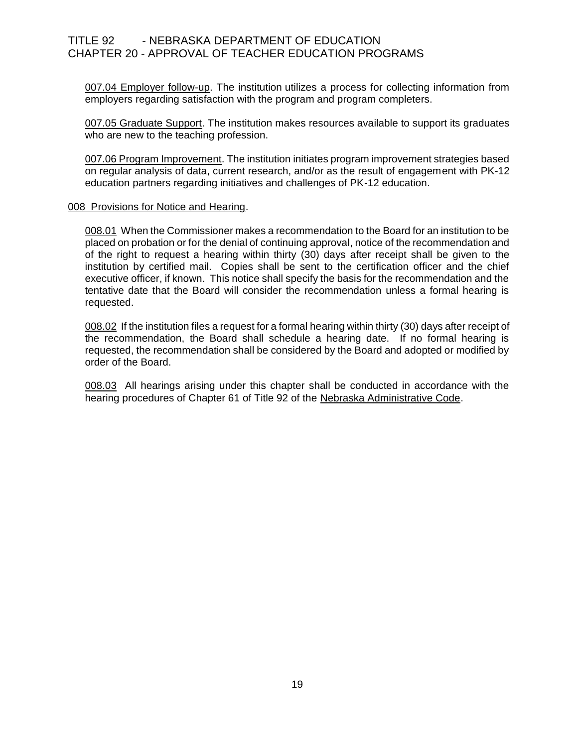007.04 Employer follow-up. The institution utilizes a process for collecting information from employers regarding satisfaction with the program and program completers.

007.05 Graduate Support. The institution makes resources available to support its graduates who are new to the teaching profession.

007.06 Program Improvement. The institution initiates program improvement strategies based on regular analysis of data, current research, and/or as the result of engagement with PK-12 education partners regarding initiatives and challenges of PK-12 education.

008 Provisions for Notice and Hearing.

008.01 When the Commissioner makes a recommendation to the Board for an institution to be placed on probation or for the denial of continuing approval, notice of the recommendation and of the right to request a hearing within thirty (30) days after receipt shall be given to the institution by certified mail. Copies shall be sent to the certification officer and the chief executive officer, if known. This notice shall specify the basis for the recommendation and the tentative date that the Board will consider the recommendation unless a formal hearing is requested.

008.02 If the institution files a request for a formal hearing within thirty (30) days after receipt of the recommendation, the Board shall schedule a hearing date. If no formal hearing is requested, the recommendation shall be considered by the Board and adopted or modified by order of the Board.

008.03 All hearings arising under this chapter shall be conducted in accordance with the hearing procedures of Chapter 61 of Title 92 of the Nebraska Administrative Code.